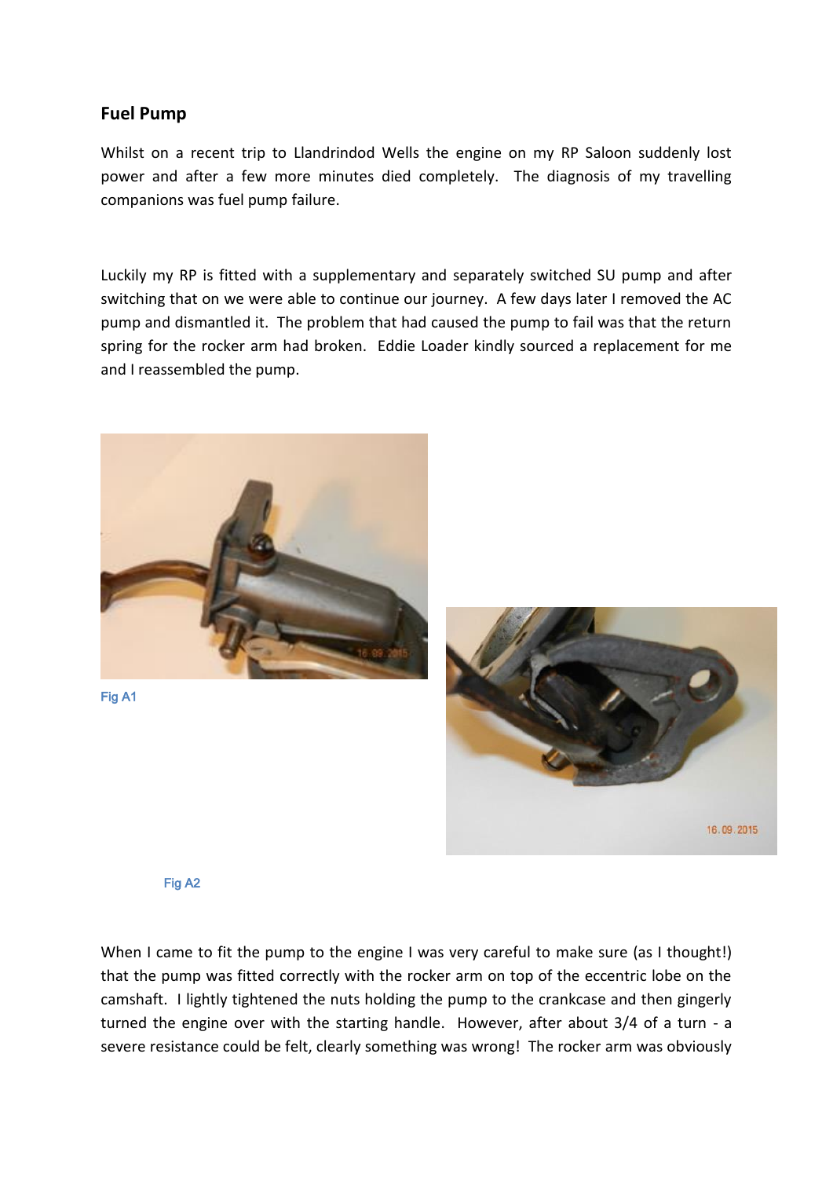## Fuel Pump

Whilst on a recent trip to Llandrindod Wells the engine on my RP Saloon suddenly lost power and after a few more minutes died completely. The diagnosis of my travelling companions was fuel pump failure.

Luckily my RP is fitted with a supplementary and separately switched SU pump and after switching that on we were able to continue our journey. A few days later I removed the AC pump and dismantled it. The problem that had caused the pump to fail was that the return spring for the rocker arm had broken. Eddie Loader kindly sourced a replacement for me and I reassembled the pump.

Fig A1

Fig A2

When I came to fit the pump to the engine I was very careful to make sure (as I thought!) that the pump was fitted correctly with the rocker arm on top of the eccentric lobe on the camshaft. I lightly tightened the nuts holding the pump to the crankcase and then gingerly turned the engine over with the starting handle. However, after about 3/4 of a turn - a severe resistance could be felt, clearly something was wrong! The rocker arm was obviously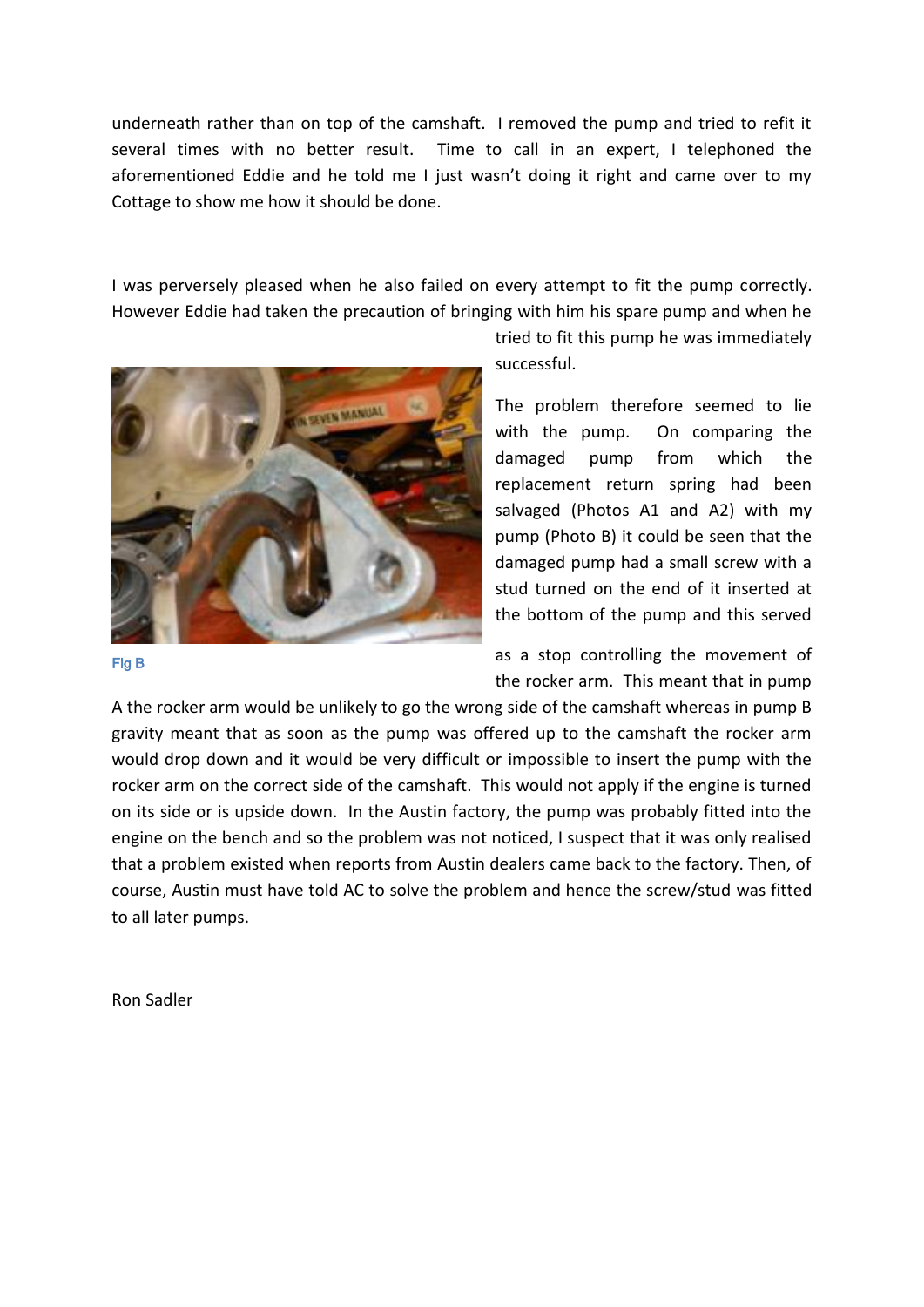underneath rather than on top of the camshaft. I removed the pump and tried to refit it several times with no better result. Time to call in an expert, I telephoned the aforementioned Eddie and he told me I just wasn't doing it right and came over to my Cottage to show me how it should be done.

I was perversely pleased when he also failed on every attempt to fit the pump correctly. However Eddie had taken the precaution of bringing with him his spare pump and when he tried to fit this pump he was immediately successful.

Fig B

The problem therefore seemed to lie with the pump. On comparing the damaged pump from which the replacement return spring had been salvaged (Photos A1 and A2) with my pump (Photo B) it could be seen that the damaged pump had a small screw with a stud turned on the end of it inserted at the bottom of the pump and this served as a stop controlling the movement of the rocker arm. This meant that in pump A the rocker arm would be unlikely to go the wrong side of the camshaft whereas in pump B gravity meant that as soon as the pump was offered up to the camshaft the rocker arm would drop down and it would be very difficult or impossible to insert the pump with the rocker arm on the correct side of the camshaft. This would not apply if the engine is turned on its side or is upside down. In the Austin factory, the pump was probably fitted into the engine on the bench and so the problem was not noticed, I suspect that it was only realised that a problem existed when reports from Austin dealers came back to the factory. Then, of course, Austin must have told AC to solve the problem and hence the screw/stud was fitted to all later pumps.

Ron Sadler